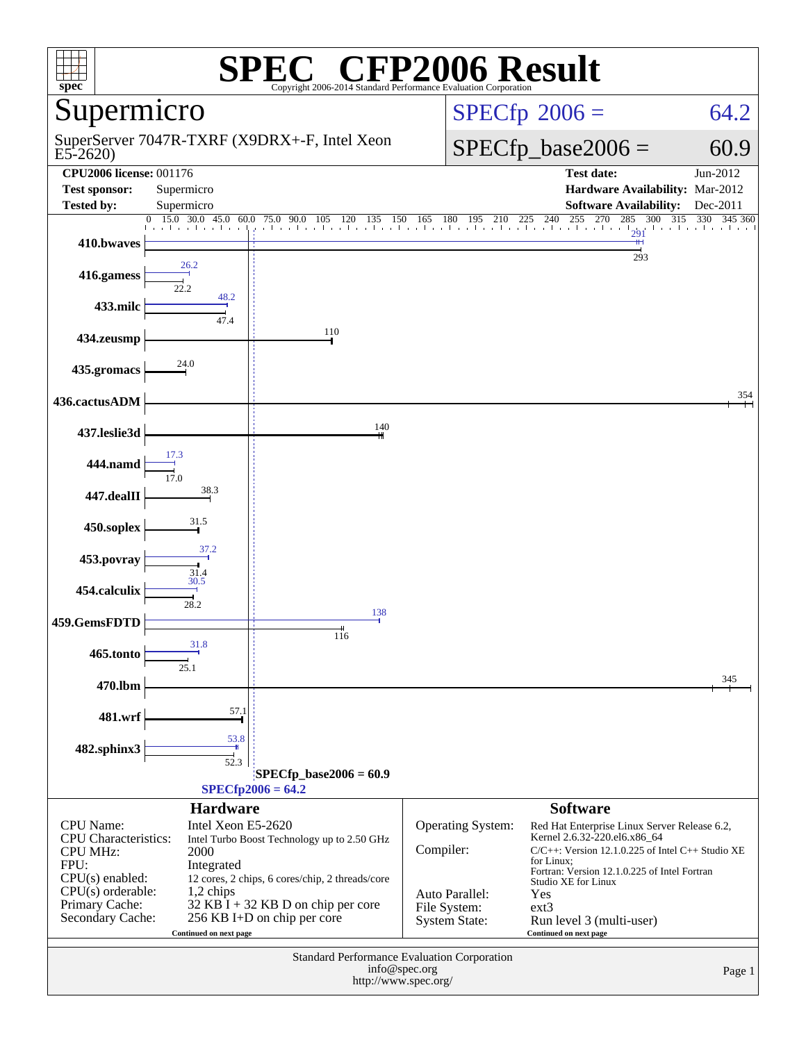# SPEC® CFP2006 Result

Copyright 2006-2014 Standard Performance Evaluation Corporation

## Supermicro

SuperServer 7047R-TXRF (X9DRX+-F, Intel Xeon E5-2620)

SPECfp 2006 = 64.2

SPECfp_base2006 = 60.9

| | | | |
|---|---|---|---|
| **CPU2006 license:** 001176 | | **Test date:** | Jun-2012 |
| **Test sponsor:** | Supermicro | **Hardware Availability:** | Mar-2012 |
| **Tested by:** | Supermicro | **Software Availability:** | Dec-2011 |

| Benchmark | Peak | Base |
|---|---|---|
| 410.bwaves | 291 | 293 |
| 416.gamess | 26.2 | 22.2 |
| 433.milc | 48.2 | 47.4 |
| 434.zeusmp | | 110 |
| 435.gromacs | | 24.0 |
| 436.cactusADM | | 354 |
| 437.leslie3d | | 140 |
| 444.namd | 17.3 | 17.0 |
| 447.dealII | | 38.3 |
| 450.soplex | | 31.5 |
| 453.povray | 37.2 | 31.4 |
| 454.calculix | 30.5 | 28.2 |
| 459.GemsFDTD | 138 | 116 |
| 465.tonto | 31.8 | 25.1 |
| 470.lbm | | 345 |
| 481.wrf | | 57.1 |
| 482.sphinx3 | 53.8 | 52.3 |

SPECfp_base2006 = 60.9

SPECfp2006 = 64.2

### Hardware

| | |
|---|---|
| CPU Name: | Intel Xeon E5-2620 |
| CPU Characteristics: | Intel Turbo Boost Technology up to 2.50 GHz |
| CPU MHz: | 2000 |
| FPU: | Integrated |
| CPU(s) enabled: | 12 cores, 2 chips, 6 cores/chip, 2 threads/core |
| CPU(s) orderable: | 1,2 chips |
| Primary Cache: | 32 KB I + 32 KB D on chip per core |
| Secondary Cache: | 256 KB I+D on chip per core |

Continued on next page

### Software

| | |
|---|---|
| Operating System: | Red Hat Enterprise Linux Server Release 6.2, Kernel 2.6.32-220.el6.x86_64 |
| Compiler: | C/C++: Version 12.1.0.225 of Intel C++ Studio XE for Linux; Fortran: Version 12.1.0.225 of Intel Fortran Studio XE for Linux |
| Auto Parallel: | Yes |
| File System: | ext3 |
| System State: | Run level 3 (multi-user) |

Continued on next page

Standard Performance Evaluation Corporation
info@spec.org
http://www.spec.org/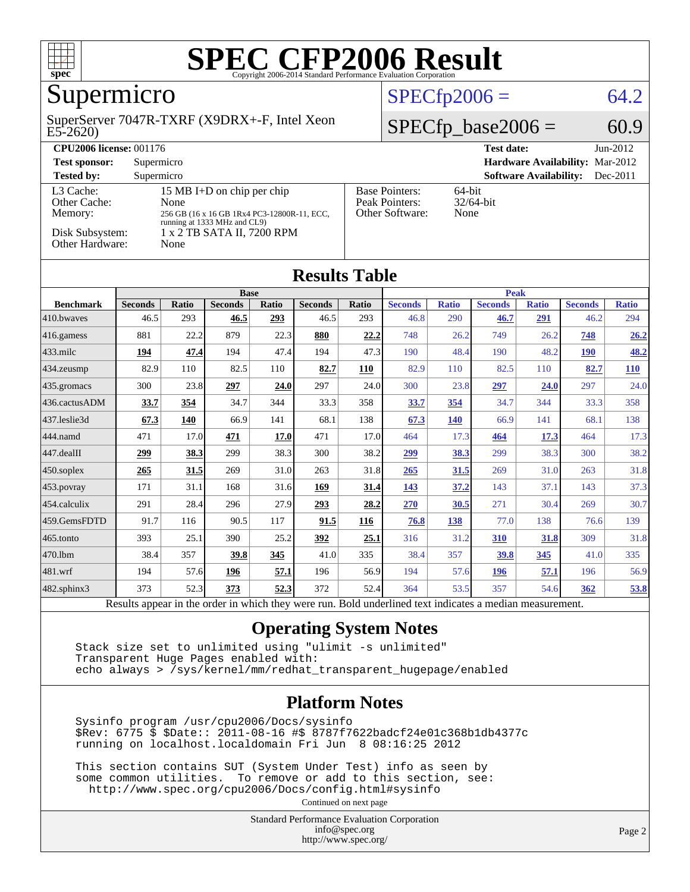# SPEC CFP2006 Result

Copyright 2006-2014 Standard Performance Evaluation Corporation

## Supermicro

SuperServer 7047R-TXRF (X9DRX+-F, Intel Xeon E5-2620)

SPECfp2006 = 64.2

SPECfp_base2006 = 60.9

| | | | |
|---|---|---|---|
| **CPU2006 license:** 001176 | | **Test date:** | Jun-2012 |
| **Test sponsor:** | Supermicro | **Hardware Availability:** | Mar-2012 |
| **Tested by:** | Supermicro | **Software Availability:** | Dec-2011 |

| | | | |
|---|---|---|---|
| L3 Cache: | 15 MB I+D on chip per chip | Base Pointers: | 64-bit |
| Other Cache: | None | Peak Pointers: | 32/64-bit |
| Memory: | 256 GB (16 x 16 GB 1Rx4 PC3-12800R-11, ECC, running at 1333 MHz and CL9) | Other Software: | None |
| Disk Subsystem: | 1 x 2 TB SATA II, 7200 RPM | | |
| Other Hardware: | None | | |

## Results Table

| Benchmark | Base | | | | | | Peak | | | | | |
|---|---|---|---|---|---|---|---|---|---|---|---|---|
| | Seconds | Ratio | Seconds | Ratio | Seconds | Ratio | Seconds | Ratio | Seconds | Ratio | Seconds | Ratio |
| 410.bwaves | 46.5 | 293 | **46.5** | **293** | 46.5 | 293 | 46.8 | 290 | **46.7** | **291** | 46.2 | 294 |
| 416.gamess | 881 | 22.2 | 879 | 22.3 | **880** | **22.2** | 748 | 26.2 | 749 | 26.2 | **748** | **26.2** |
| 433.milc | **194** | **47.4** | 194 | 47.4 | 194 | 47.3 | 190 | 48.4 | 190 | 48.2 | **190** | **48.2** |
| 434.zeusmp | 82.9 | 110 | 82.5 | 110 | **82.7** | **110** | 82.9 | 110 | 82.5 | 110 | **82.7** | **110** |
| 435.gromacs | 300 | 23.8 | **297** | **24.0** | 297 | 24.0 | 300 | 23.8 | **297** | **24.0** | 297 | 24.0 |
| 436.cactusADM | **33.7** | **354** | 34.7 | 344 | 33.3 | 358 | **33.7** | **354** | 34.7 | 344 | 33.3 | 358 |
| 437.leslie3d | **67.3** | **140** | 66.9 | 141 | 68.1 | 138 | **67.3** | **140** | 66.9 | 141 | 68.1 | 138 |
| 444.namd | 471 | 17.0 | **471** | **17.0** | 471 | 17.0 | 464 | 17.3 | **464** | **17.3** | 464 | 17.3 |
| 447.dealII | **299** | **38.3** | 299 | 38.3 | 300 | 38.2 | **299** | **38.3** | 299 | 38.3 | 300 | 38.2 |
| 450.soplex | **265** | **31.5** | 269 | 31.0 | 263 | 31.8 | **265** | **31.5** | 269 | 31.0 | 263 | 31.8 |
| 453.povray | 171 | 31.1 | 168 | 31.6 | **169** | **31.4** | **143** | **37.2** | 143 | 37.1 | 143 | 37.3 |
| 454.calculix | 291 | 28.4 | 296 | 27.9 | **293** | **28.2** | **270** | **30.5** | 271 | 30.4 | 269 | 30.7 |
| 459.GemsFDTD | 91.7 | 116 | 90.5 | 117 | **91.5** | **116** | **76.8** | **138** | 77.0 | 138 | 76.6 | 139 |
| 465.tonto | 393 | 25.1 | 390 | 25.2 | **392** | **25.1** | 316 | 31.2 | **310** | **31.8** | 309 | 31.8 |
| 470.lbm | 38.4 | 357 | **39.8** | **345** | 41.0 | 335 | 38.4 | 357 | **39.8** | **345** | 41.0 | 335 |
| 481.wrf | 194 | 57.6 | **196** | **57.1** | 196 | 56.9 | 194 | 57.6 | **196** | **57.1** | 196 | 56.9 |
| 482.sphinx3 | 373 | 52.3 | **373** | **52.3** | 372 | 52.4 | 364 | 53.5 | 357 | 54.6 | **362** | **53.8** |

Results appear in the order in which they were run. Bold underlined text indicates a median measurement.

## Operating System Notes

```
Stack size set to unlimited using "ulimit -s unlimited"
Transparent Huge Pages enabled with:
echo always > /sys/kernel/mm/redhat_transparent_hugepage/enabled
```

## Platform Notes

```
Sysinfo program /usr/cpu2006/Docs/sysinfo
$Rev: 6775 $ $Date:: 2011-08-16 #$ 8787f7622badcf24e01c368b1db4377c
running on localhost.localdomain Fri Jun  8 08:16:25 2012

This section contains SUT (System Under Test) info as seen by
some common utilities.  To remove or add to this section, see:
  http://www.spec.org/cpu2006/Docs/config.html#sysinfo
```

Continued on next page

Standard Performance Evaluation Corporation
info@spec.org
http://www.spec.org/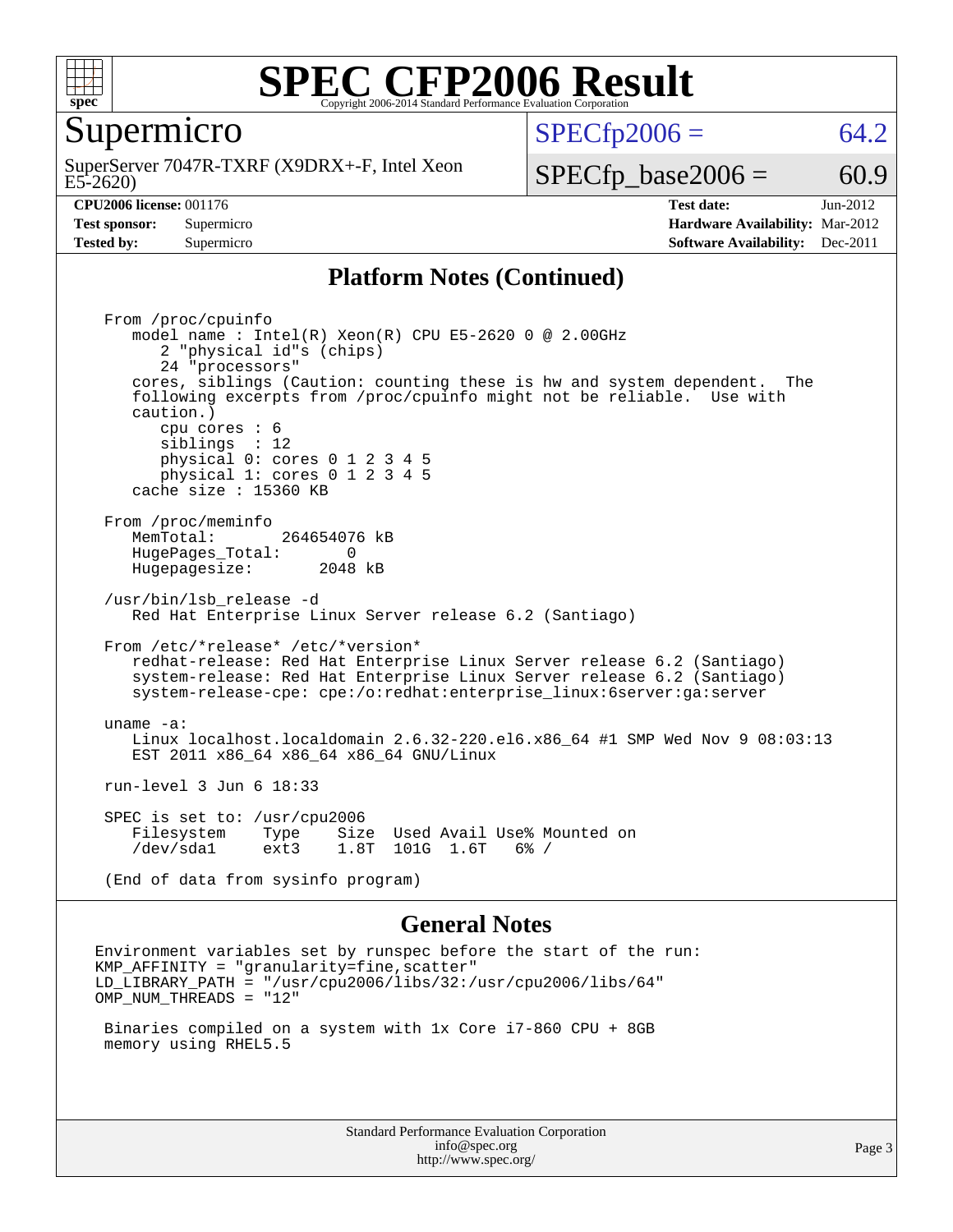# SPEC CFP2006 Result

Copyright 2006-2014 Standard Performance Evaluation Corporation

## Supermicro

SuperServer 7047R-TXRF (X9DRX+-F, Intel Xeon E5-2620)

SPECfp2006 = 64.2

SPECfp_base2006 = 60.9

| | | | |
|---|---|---|---|
| **CPU2006 license:** 001176 | | **Test date:** | Jun-2012 |
| **Test sponsor:** | Supermicro | **Hardware Availability:** | Mar-2012 |
| **Tested by:** | Supermicro | **Software Availability:** | Dec-2011 |

## Platform Notes (Continued)

```
From /proc/cpuinfo
   model name : Intel(R) Xeon(R) CPU E5-2620 0 @ 2.00GHz
      2 "physical id"s (chips)
      24 "processors"
   cores, siblings (Caution: counting these is hw and system dependent.  The
   following excerpts from /proc/cpuinfo might not be reliable.  Use with
   caution.)
      cpu cores : 6
      siblings  : 12
      physical 0: cores 0 1 2 3 4 5
      physical 1: cores 0 1 2 3 4 5
   cache size : 15360 KB

From /proc/meminfo
   MemTotal:       264654076 kB
   HugePages_Total:       0
   Hugepagesize:       2048 kB

/usr/bin/lsb_release -d
   Red Hat Enterprise Linux Server release 6.2 (Santiago)

From /etc/*release* /etc/*version*
   redhat-release: Red Hat Enterprise Linux Server release 6.2 (Santiago)
   system-release: Red Hat Enterprise Linux Server release 6.2 (Santiago)
   system-release-cpe: cpe:/o:redhat:enterprise_linux:6server:ga:server

uname -a:
   Linux localhost.localdomain 2.6.32-220.el6.x86_64 #1 SMP Wed Nov 9 08:03:13
   EST 2011 x86_64 x86_64 x86_64 GNU/Linux

run-level 3 Jun 6 18:33

SPEC is set to: /usr/cpu2006
   Filesystem    Type    Size  Used Avail Use% Mounted on
   /dev/sda1     ext3    1.8T  101G  1.6T   6% /

(End of data from sysinfo program)
```

## General Notes

```
Environment variables set by runspec before the start of the run:
KMP_AFFINITY = "granularity=fine,scatter"
LD_LIBRARY_PATH = "/usr/cpu2006/libs/32:/usr/cpu2006/libs/64"
OMP_NUM_THREADS = "12"

 Binaries compiled on a system with 1x Core i7-860 CPU + 8GB
 memory using RHEL5.5
```

Standard Performance Evaluation Corporation
info@spec.org
http://www.spec.org/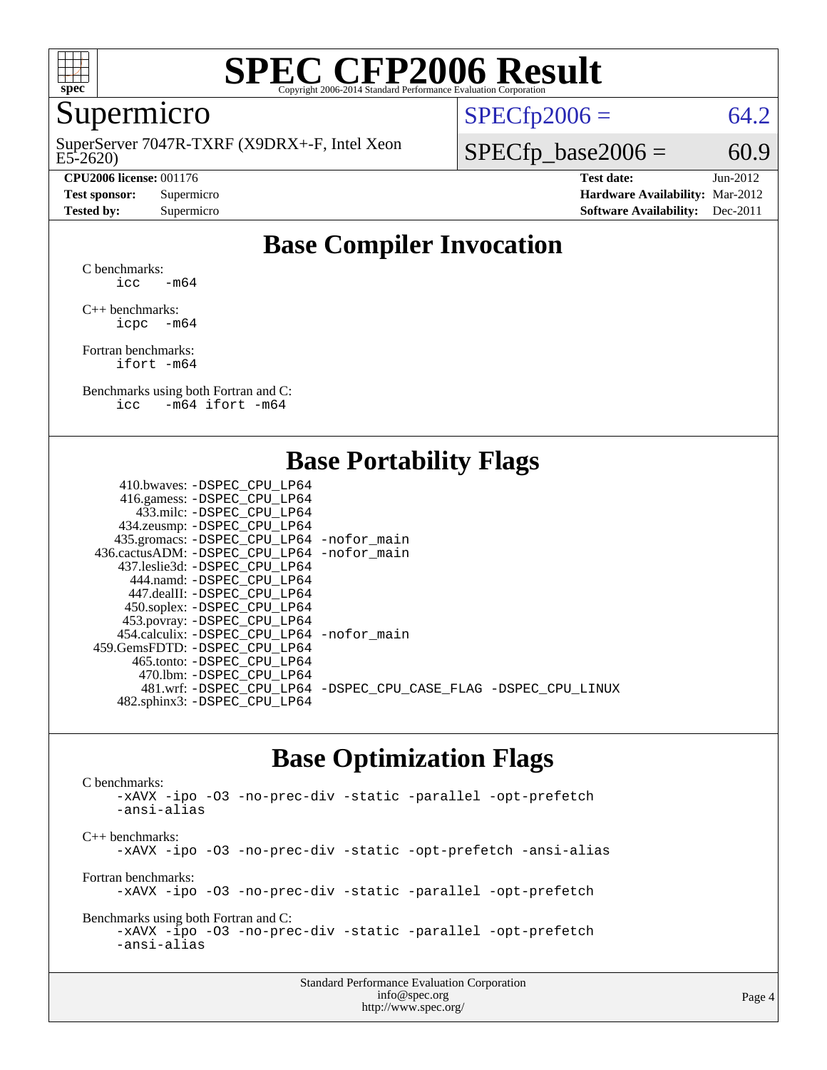# SPEC CFP2006 Result

Copyright 2006-2014 Standard Performance Evaluation Corporation

## Supermicro

SuperServer 7047R-TXRF (X9DRX+-F, Intel Xeon E5-2620)

SPECfp2006 = 64.2

SPECfp_base2006 = 60.9

| | | | |
|---|---|---|---|
| **CPU2006 license:** 001176 | | **Test date:** | Jun-2012 |
| **Test sponsor:** | Supermicro | **Hardware Availability:** | Mar-2012 |
| **Tested by:** | Supermicro | **Software Availability:** | Dec-2011 |

## Base Compiler Invocation

C benchmarks:
```
icc   -m64
```

C++ benchmarks:
```
icpc  -m64
```

Fortran benchmarks:
```
ifort -m64
```

Benchmarks using both Fortran and C:
```
icc   -m64 ifort -m64
```

## Base Portability Flags

```
    410.bwaves: -DSPEC_CPU_LP64
    416.gamess: -DSPEC_CPU_LP64
      433.milc: -DSPEC_CPU_LP64
    434.zeusmp: -DSPEC_CPU_LP64
   435.gromacs: -DSPEC_CPU_LP64 -nofor_main
436.cactusADM: -DSPEC_CPU_LP64 -nofor_main
   437.leslie3d: -DSPEC_CPU_LP64
      444.namd: -DSPEC_CPU_LP64
    447.dealII: -DSPEC_CPU_LP64
    450.soplex: -DSPEC_CPU_LP64
    453.povray: -DSPEC_CPU_LP64
  454.calculix: -DSPEC_CPU_LP64 -nofor_main
459.GemsFDTD: -DSPEC_CPU_LP64
     465.tonto: -DSPEC_CPU_LP64
       470.lbm: -DSPEC_CPU_LP64
       481.wrf: -DSPEC_CPU_LP64 -DSPEC_CPU_CASE_FLAG -DSPEC_CPU_LINUX
   482.sphinx3: -DSPEC_CPU_LP64
```

## Base Optimization Flags

C benchmarks:
```
-xAVX -ipo -O3 -no-prec-div -static -parallel -opt-prefetch
-ansi-alias
```

C++ benchmarks:
```
-xAVX -ipo -O3 -no-prec-div -static -opt-prefetch -ansi-alias
```

Fortran benchmarks:
```
-xAVX -ipo -O3 -no-prec-div -static -parallel -opt-prefetch
```

Benchmarks using both Fortran and C:
```
-xAVX -ipo -O3 -no-prec-div -static -parallel -opt-prefetch
-ansi-alias
```

Standard Performance Evaluation Corporation
info@spec.org
http://www.spec.org/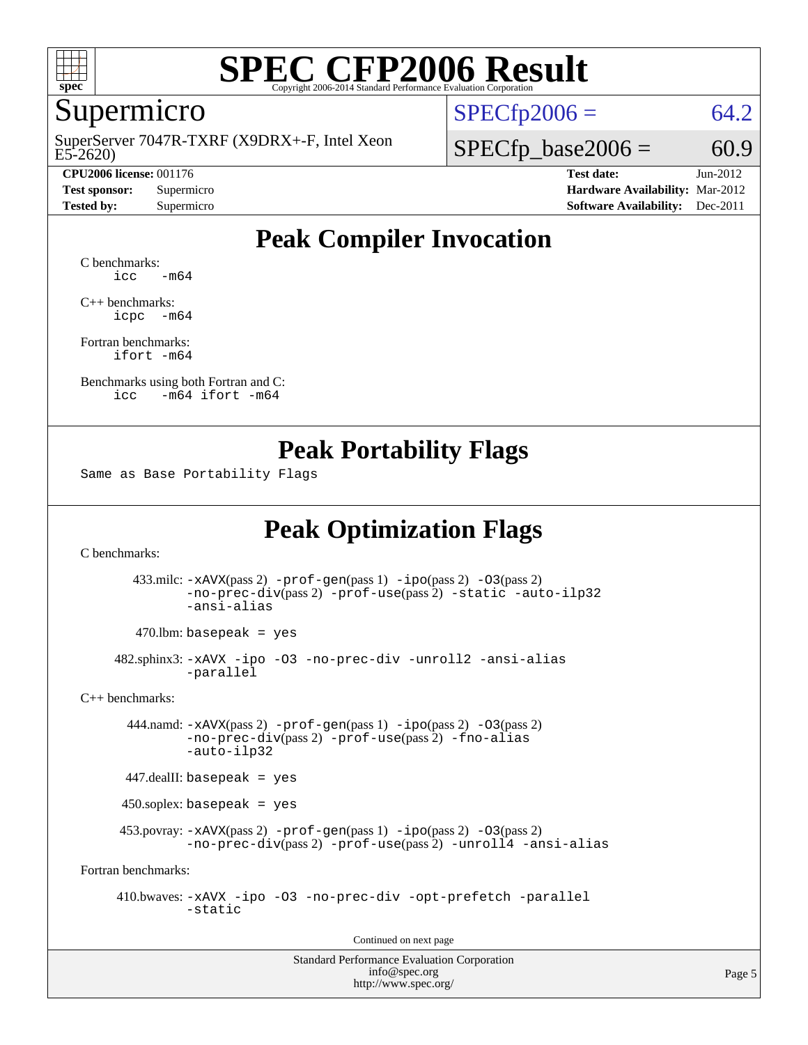# SPEC CFP2006 Result

Copyright 2006-2014 Standard Performance Evaluation Corporation

## Supermicro

SuperServer 7047R-TXRF (X9DRX+-F, Intel Xeon E5-2620)

SPECfp2006 = 64.2

SPECfp_base2006 = 60.9

| | | | |
|---|---|---|---|
| **CPU2006 license:** 001176 | | **Test date:** | Jun-2012 |
| **Test sponsor:** | Supermicro | **Hardware Availability:** | Mar-2012 |
| **Tested by:** | Supermicro | **Software Availability:** | Dec-2011 |

## Peak Compiler Invocation

C benchmarks:
```
icc   -m64
```

C++ benchmarks:
```
icpc  -m64
```

Fortran benchmarks:
```
ifort -m64
```

Benchmarks using both Fortran and C:
```
icc   -m64 ifort -m64
```

## Peak Portability Flags

Same as Base Portability Flags

## Peak Optimization Flags

C benchmarks:

433.milc: -xAVX(pass 2) -prof-gen(pass 1) -ipo(pass 2) -O3(pass 2) -no-prec-div(pass 2) -prof-use(pass 2) -static -auto-ilp32 -ansi-alias

470.lbm: basepeak = yes

482.sphinx3: -xAVX -ipo -O3 -no-prec-div -unroll2 -ansi-alias -parallel

C++ benchmarks:

444.namd: -xAVX(pass 2) -prof-gen(pass 1) -ipo(pass 2) -O3(pass 2) -no-prec-div(pass 2) -prof-use(pass 2) -fno-alias -auto-ilp32

447.dealII: basepeak = yes

450.soplex: basepeak = yes

453.povray: -xAVX(pass 2) -prof-gen(pass 1) -ipo(pass 2) -O3(pass 2) -no-prec-div(pass 2) -prof-use(pass 2) -unroll4 -ansi-alias

Fortran benchmarks:

410.bwaves: -xAVX -ipo -O3 -no-prec-div -opt-prefetch -parallel -static

Continued on next page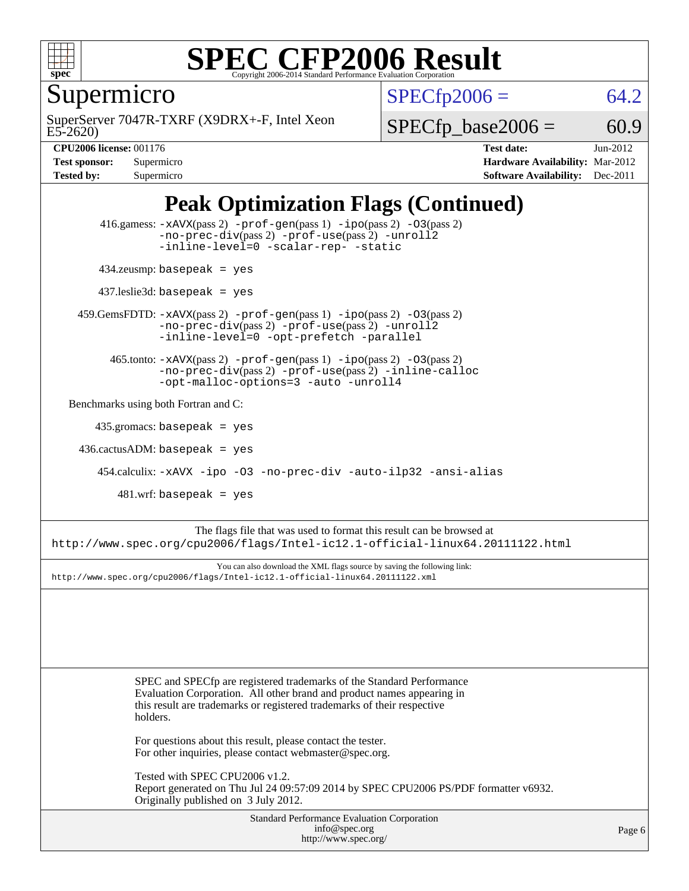# SPEC CFP2006 Result

Copyright 2006-2014 Standard Performance Evaluation Corporation

**Supermicro**

SuperServer 7047R-TXRF (X9DRX+-F, Intel Xeon E5-2620)

SPECfp2006 = 64.2

SPECfp_base2006 = 60.9

| | | | |
|---|---|---|---|
| **CPU2006 license:** | 001176 | **Test date:** | Jun-2012 |
| **Test sponsor:** | Supermicro | **Hardware Availability:** | Mar-2012 |
| **Tested by:** | Supermicro | **Software Availability:** | Dec-2011 |

## Peak Optimization Flags (Continued)

416.gamess: -xAVX(pass 2) -prof-gen(pass 1) -ipo(pass 2) -O3(pass 2) -no-prec-div(pass 2) -prof-use(pass 2) -unroll2 -inline-level=0 -scalar-rep- -static

434.zeusmp: basepeak = yes

437.leslie3d: basepeak = yes

459.GemsFDTD: -xAVX(pass 2) -prof-gen(pass 1) -ipo(pass 2) -O3(pass 2) -no-prec-div(pass 2) -prof-use(pass 2) -unroll2 -inline-level=0 -opt-prefetch -parallel

465.tonto: -xAVX(pass 2) -prof-gen(pass 1) -ipo(pass 2) -O3(pass 2) -no-prec-div(pass 2) -prof-use(pass 2) -inline-calloc -opt-malloc-options=3 -auto -unroll4

Benchmarks using both Fortran and C:

435.gromacs: basepeak = yes

436.cactusADM: basepeak = yes

454.calculix: -xAVX -ipo -O3 -no-prec-div -auto-ilp32 -ansi-alias

481.wrf: basepeak = yes

The flags file that was used to format this result can be browsed at
http://www.spec.org/cpu2006/flags/Intel-ic12.1-official-linux64.20111122.html

You can also download the XML flags source by saving the following link:
http://www.spec.org/cpu2006/flags/Intel-ic12.1-official-linux64.20111122.xml

SPEC and SPECfp are registered trademarks of the Standard Performance Evaluation Corporation. All other brand and product names appearing in this result are trademarks or registered trademarks of their respective holders.

For questions about this result, please contact the tester.
For other inquiries, please contact webmaster@spec.org.

Tested with SPEC CPU2006 v1.2.
Report generated on Thu Jul 24 09:57:09 2014 by SPEC CPU2006 PS/PDF formatter v6932.
Originally published on 3 July 2012.

Standard Performance Evaluation Corporation
info@spec.org
http://www.spec.org/